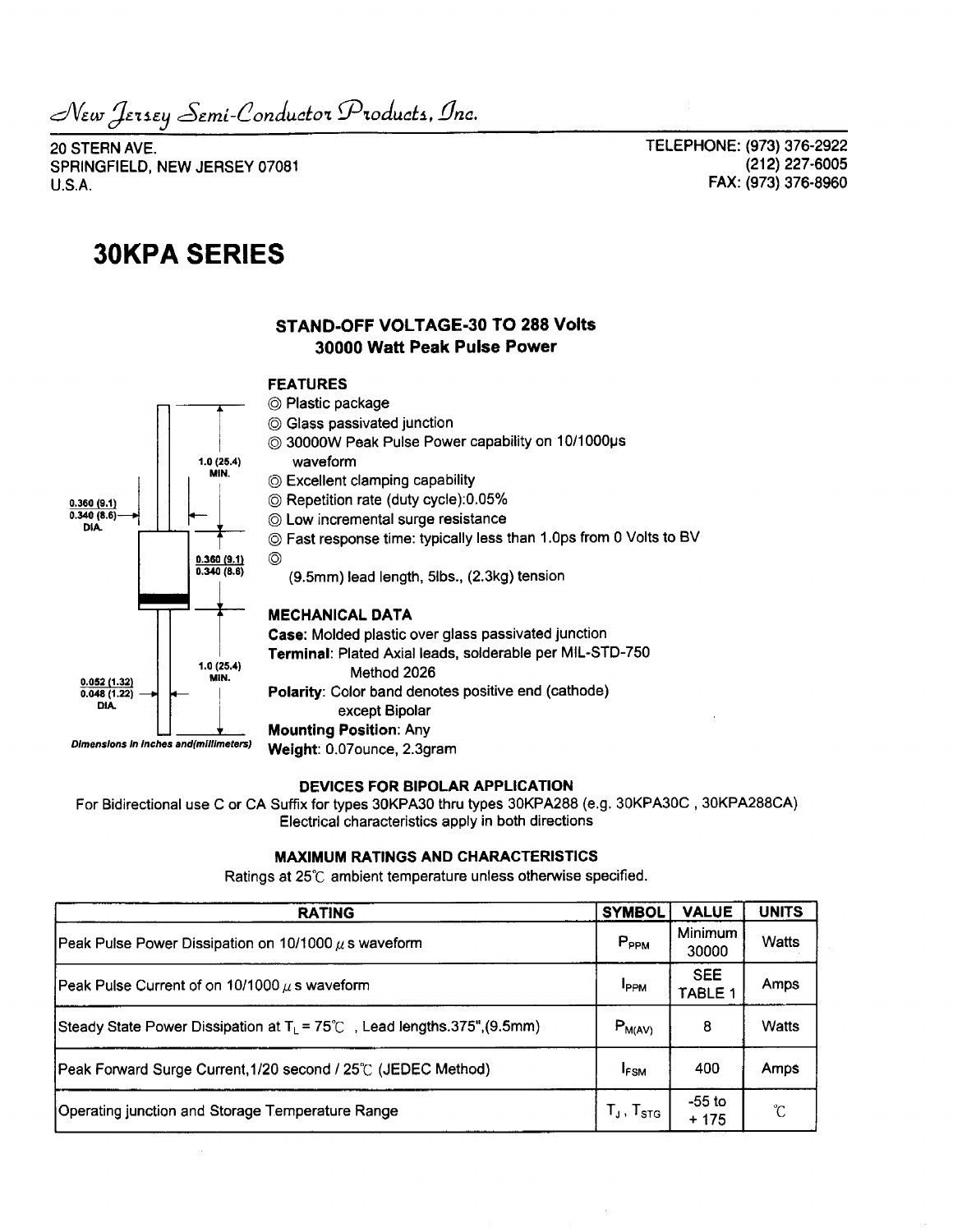*New Jersey Semi-Conductor Products, Inc.*

20 STERN AVE.
SPRINGFIELD, NEW JERSEY 07081
U.S.A.

TELEPHONE: (973) 376-2922
(212) 227-6005
FAX: (973) 376-8960

# 30KPA SERIES

**STAND-OFF VOLTAGE-30 TO 288 Volts**
**30000 Watt Peak Pulse Power**

1.0 (25.4) MIN.
0.360 (9.1)
0.340 (8.6)
DIA.
0.360 (9.1)
0.340 (8.6)
1.0 (25.4) MIN.
0.052 (1.32)
0.048 (1.22)
DIA.

*Dimensions in inches and(millimeters)*

### FEATURES

- ◎ Plastic package
- ◎ Glass passivated junction
- ◎ 30000W Peak Pulse Power capability on 10/1000μs waveform
- ◎ Excellent clamping capability
- ◎ Repetition rate (duty cycle):0.05%
- ◎ Low incremental surge resistance
- ◎ Fast response time: typically less than 1.0ps from 0 Volts to BV
- ◎
  (9.5mm) lead length, 5lbs., (2.3kg) tension

### MECHANICAL DATA

**Case**: Molded plastic over glass passivated junction
**Terminal**: Plated Axial leads, solderable per MIL-STD-750 Method 2026
**Polarity**: Color band denotes positive end (cathode) except Bipolar
**Mounting Position**: Any
**Weight**: 0.07ounce, 2.3gram

### DEVICES FOR BIPOLAR APPLICATION

For Bidirectional use C or CA Suffix for types 30KPA30 thru types 30KPA288 (e.g. 30KPA30C , 30KPA288CA)
Electrical characteristics apply in both directions

### MAXIMUM RATINGS AND CHARACTERISTICS

Ratings at 25℃ ambient temperature unless otherwise specified.

| RATING | SYMBOL | VALUE | UNITS |
|---|---|---|---|
| Peak Pulse Power Dissipation on 10/1000 μs waveform | $P_{PPM}$ | Minimum 30000 | Watts |
| Peak Pulse Current of on 10/1000 μs waveform | $I_{PPM}$ | SEE TABLE 1 | Amps |
| Steady State Power Dissipation at $T_L$ = 75℃ , Lead lengths.375",(9.5mm) | $P_{M(AV)}$ | 8 | Watts |
| Peak Forward Surge Current,1/20 second / 25℃ (JEDEC Method) | $I_{FSM}$ | 400 | Amps |
| Operating junction and Storage Temperature Range | $T_J$ , $T_{STG}$ | -55 to + 175 | ℃ |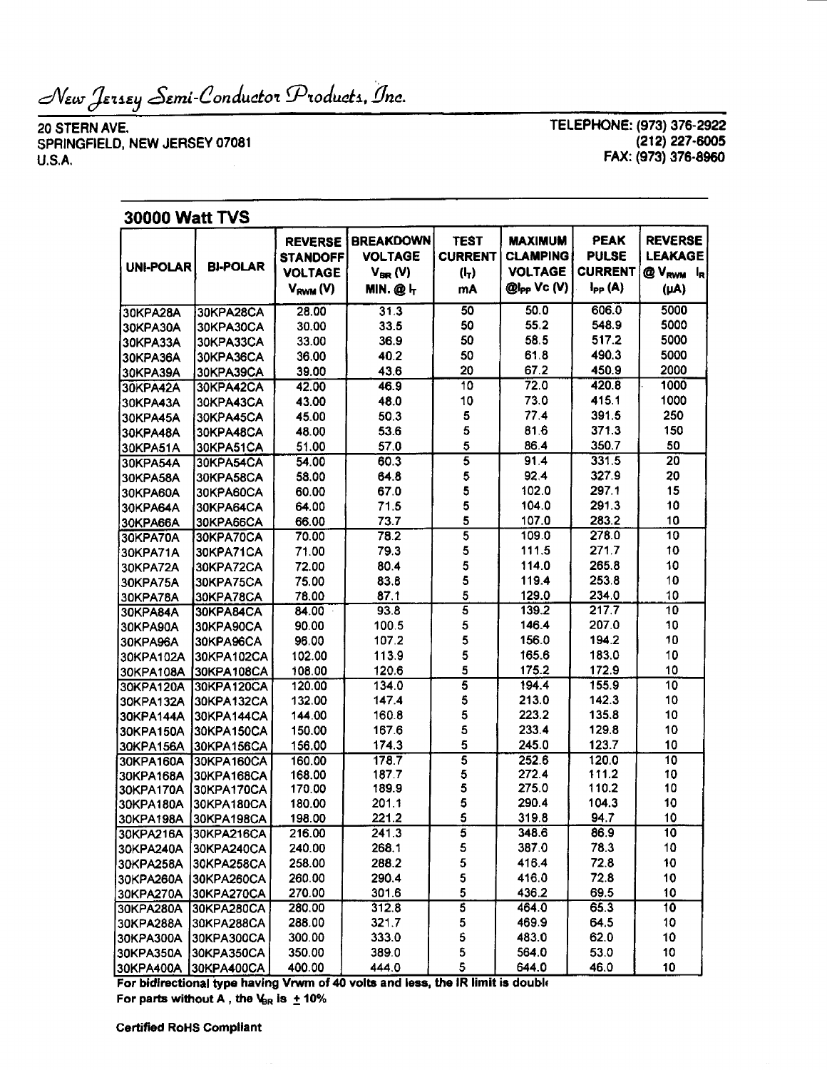# New Jersey Semi-Conductor Products, Inc.

20 STERN AVE.
SPRINGFIELD, NEW JERSEY 07081
U.S.A.

TELEPHONE: (973) 376-2922
(212) 227-6005
FAX: (973) 376-8960

## 30000 Watt TVS

| UNI-POLAR | BI-POLAR | REVERSE STANDOFF VOLTAGE $V_{RWM}$ (V) | BREAKDOWN VOLTAGE $V_{BR}$ (V) MIN. @ $I_T$ | TEST CURRENT ($I_T$) mA | MAXIMUM CLAMPING VOLTAGE @$I_{PP}$ Vc (V) | PEAK PULSE CURRENT $I_{PP}$ (A) | REVERSE LEAKAGE @ $V_{RWM}$ $I_R$ (μA) |
|---|---|---|---|---|---|---|---|
| 30KPA28A | 30KPA28CA | 28.00 | 31.3 | 50 | 50.0 | 606.0 | 5000 |
| 30KPA30A | 30KPA30CA | 30.00 | 33.5 | 50 | 55.2 | 548.9 | 5000 |
| 30KPA33A | 30KPA33CA | 33.00 | 36.9 | 50 | 58.5 | 517.2 | 5000 |
| 30KPA36A | 30KPA36CA | 36.00 | 40.2 | 50 | 61.8 | 490.3 | 5000 |
| 30KPA39A | 30KPA39CA | 39.00 | 43.6 | 20 | 67.2 | 450.9 | 2000 |
| 30KPA42A | 30KPA42CA | 42.00 | 46.9 | 10 | 72.0 | 420.8 | 1000 |
| 30KPA43A | 30KPA43CA | 43.00 | 48.0 | 10 | 73.0 | 415.1 | 1000 |
| 30KPA45A | 30KPA45CA | 45.00 | 50.3 | 5 | 77.4 | 391.5 | 250 |
| 30KPA48A | 30KPA48CA | 48.00 | 53.6 | 5 | 81.6 | 371.3 | 150 |
| 30KPA51A | 30KPA51CA | 51.00 | 57.0 | 5 | 86.4 | 350.7 | 50 |
| 30KPA54A | 30KPA54CA | 54.00 | 60.3 | 5 | 91.4 | 331.5 | 20 |
| 30KPA58A | 30KPA58CA | 58.00 | 64.8 | 5 | 92.4 | 327.9 | 20 |
| 30KPA60A | 30KPA60CA | 60.00 | 67.0 | 5 | 102.0 | 297.1 | 15 |
| 30KPA64A | 30KPA64CA | 64.00 | 71.5 | 5 | 104.0 | 291.3 | 10 |
| 30KPA66A | 30KPA66CA | 66.00 | 73.7 | 5 | 107.0 | 283.2 | 10 |
| 30KPA70A | 30KPA70CA | 70.00 | 78.2 | 5 | 109.0 | 278.0 | 10 |
| 30KPA71A | 30KPA71CA | 71.00 | 79.3 | 5 | 111.5 | 271.7 | 10 |
| 30KPA72A | 30KPA72CA | 72.00 | 80.4 | 5 | 114.0 | 265.8 | 10 |
| 30KPA75A | 30KPA75CA | 75.00 | 83.8 | 5 | 119.4 | 253.8 | 10 |
| 30KPA78A | 30KPA78CA | 78.00 | 87.1 | 5 | 129.0 | 234.0 | 10 |
| 30KPA84A | 30KPA84CA | 84.00 | 93.8 | 5 | 139.2 | 217.7 | 10 |
| 30KPA90A | 30KPA90CA | 90.00 | 100.5 | 5 | 146.4 | 207.0 | 10 |
| 30KPA96A | 30KPA96CA | 96.00 | 107.2 | 5 | 156.0 | 194.2 | 10 |
| 30KPA102A | 30KPA102CA | 102.00 | 113.9 | 5 | 165.6 | 183.0 | 10 |
| 30KPA108A | 30KPA108CA | 108.00 | 120.6 | 5 | 175.2 | 172.9 | 10 |
| 30KPA120A | 30KPA120CA | 120.00 | 134.0 | 5 | 194.4 | 155.9 | 10 |
| 30KPA132A | 30KPA132CA | 132.00 | 147.4 | 5 | 213.0 | 142.3 | 10 |
| 30KPA144A | 30KPA144CA | 144.00 | 160.8 | 5 | 223.2 | 135.8 | 10 |
| 30KPA150A | 30KPA150CA | 150.00 | 167.6 | 5 | 233.4 | 129.8 | 10 |
| 30KPA156A | 30KPA156CA | 156.00 | 174.3 | 5 | 245.0 | 123.7 | 10 |
| 30KPA160A | 30KPA160CA | 160.00 | 178.7 | 5 | 252.6 | 120.0 | 10 |
| 30KPA168A | 30KPA168CA | 168.00 | 187.7 | 5 | 272.4 | 111.2 | 10 |
| 30KPA170A | 30KPA170CA | 170.00 | 189.9 | 5 | 275.0 | 110.2 | 10 |
| 30KPA180A | 30KPA180CA | 180.00 | 201.1 | 5 | 290.4 | 104.3 | 10 |
| 30KPA198A | 30KPA198CA | 198.00 | 221.2 | 5 | 319.8 | 94.7 | 10 |
| 30KPA216A | 30KPA216CA | 216.00 | 241.3 | 5 | 348.6 | 86.9 | 10 |
| 30KPA240A | 30KPA240CA | 240.00 | 268.1 | 5 | 387.0 | 78.3 | 10 |
| 30KPA258A | 30KPA258CA | 258.00 | 288.2 | 5 | 416.4 | 72.8 | 10 |
| 30KPA260A | 30KPA260CA | 260.00 | 290.4 | 5 | 416.0 | 72.8 | 10 |
| 30KPA270A | 30KPA270CA | 270.00 | 301.6 | 5 | 436.2 | 69.5 | 10 |
| 30KPA280A | 30KPA280CA | 280.00 | 312.8 | 5 | 464.0 | 65.3 | 10 |
| 30KPA288A | 30KPA288CA | 288.00 | 321.7 | 5 | 469.9 | 64.5 | 10 |
| 30KPA300A | 30KPA300CA | 300.00 | 333.0 | 5 | 483.0 | 62.0 | 10 |
| 30KPA350A | 30KPA350CA | 350.00 | 389.0 | 5 | 564.0 | 53.0 | 10 |
| 30KPA400A | 30KPA400CA | 400.00 | 444.0 | 5 | 644.0 | 46.0 | 10 |

**For bidirectional type having Vrwm of 40 volts and less, the IR limit is double**

**For parts without A , the $V_{BR}$ is ± 10%**

**Certified RoHS Compliant**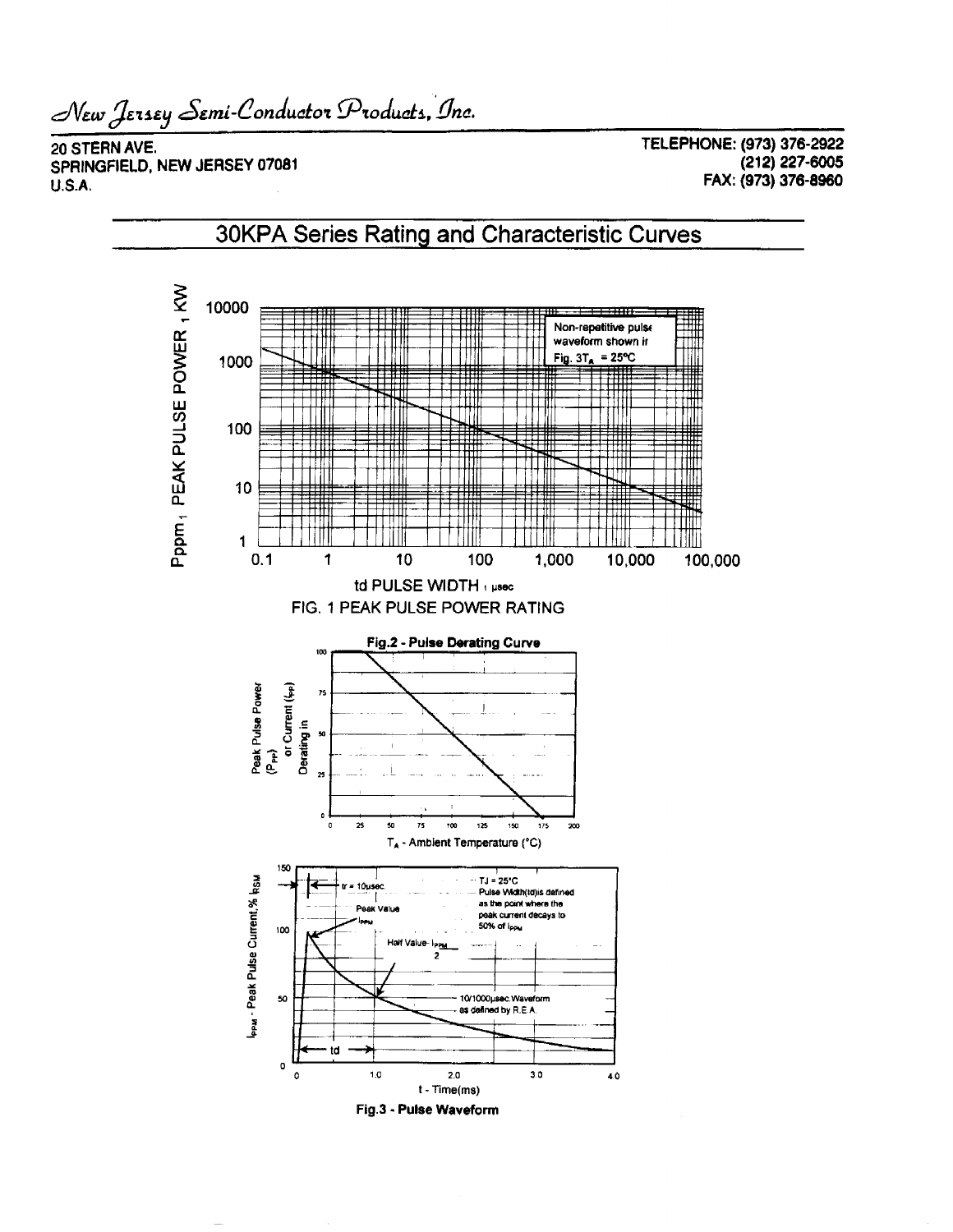*New Jersey Semi-Conductor Products, Inc.*

20 STERN AVE.
SPRINGFIELD, NEW JERSEY 07081
U.S.A.

TELEPHONE: (973) 376-2922
(212) 227-6005
FAX: (973) 376-8960

# 30KPA Series Rating and Characteristic Curves

Pppm, PEAK PULSE POWER, KW

10000
1000
100
10
1

0.1
1
10
100
1,000
10,000
100,000

td PULSE WIDTH, μsec

Non-repetitive pulse waveform shown in Fig. 3 $T_A$ = 25°C

FIG. 1 PEAK PULSE POWER RATING

**Fig.2 - Pulse Derating Curve**

Peak Pulse Power ($P_{PP}$) or Current ($I_{PP}$) Derating in

100
75
50
25
0

0
25
50
75
100
125
150
175
200

$T_A$ - Ambient Temperature (°C)

$I_{PPM}$ - Peak Pulse Current, % $I_{RSM}$

150
100
50
0

0
1.0
2.0
3.0
4.0

t - Time(ms)

tr = 10μsec

Peak Value $I_{PPM}$

Half Value- $\frac{I_{PPM}}{2}$

TJ = 25°C
Pulse Width(td)is defined as the point where the peak current decays to 50% of $I_{PPM}$

10/1000μsec Waveform as defined by R.E.A.

td

**Fig.3 - Pulse Waveform**